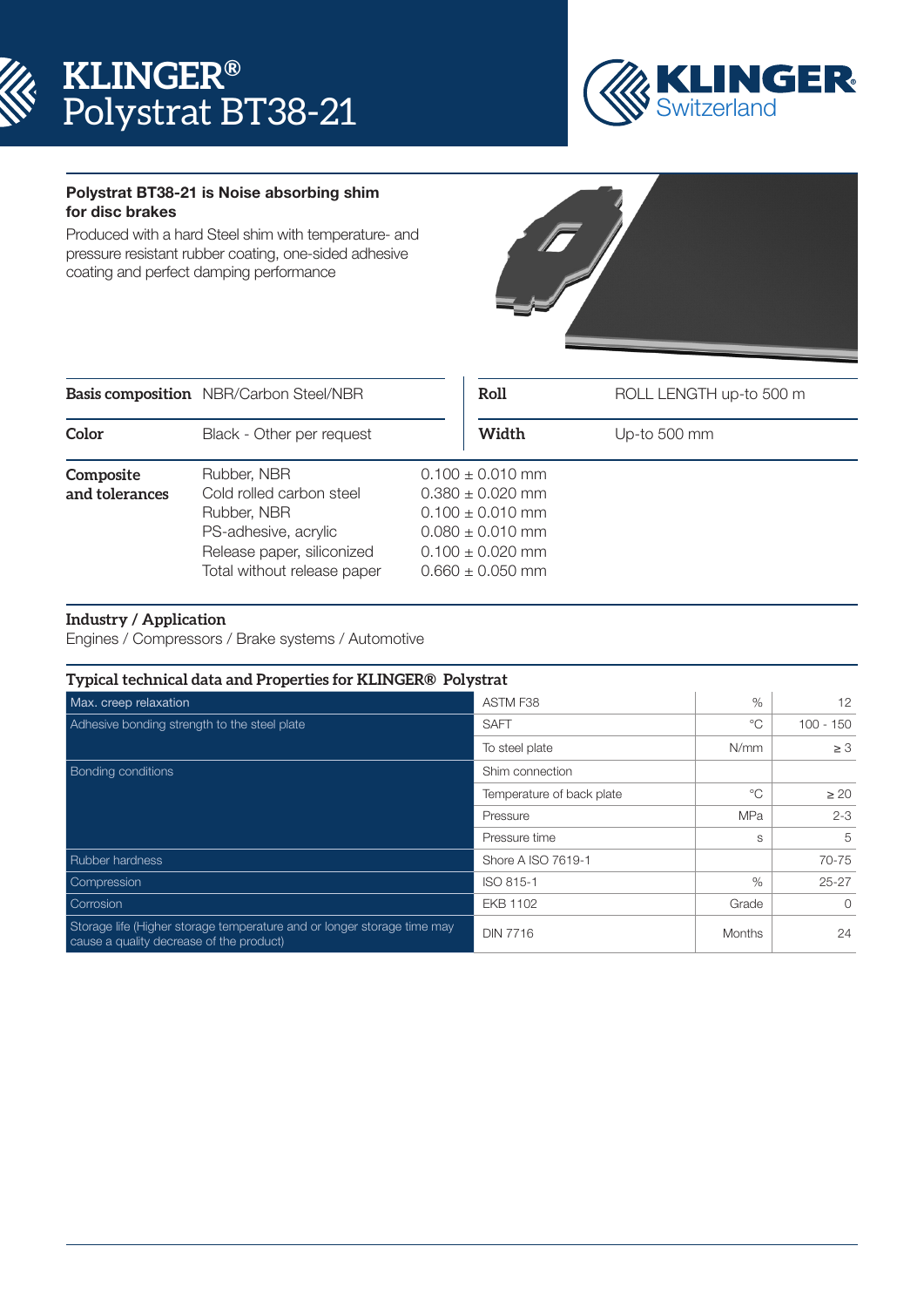# KLINGER® Polystrat BT38-21

KLINGER Switzerland

**Polystrat BT38-21 is Noise absorbing shim for disc brakes**

Produced with a hard Steel shim with temperature- and pressure resistant rubber coating, one-sided adhesive coating and perfect damping performance

| | | | |
|---|---|---|---|
| **Basis composition** | NBR/Carbon Steel/NBR | **Roll** | ROLL LENGTH up-to 500 m |
| **Color** | Black - Other per request | **Width** | Up-to 500 mm |

| **Composite and tolerances** | | |
|---|---|---|
| | Rubber, NBR | 0.100 ± 0.010 mm |
| | Cold rolled carbon steel | 0.380 ± 0.020 mm |
| | Rubber, NBR | 0.100 ± 0.010 mm |
| | PS-adhesive, acrylic | 0.080 ± 0.010 mm |
| | Release paper, siliconized | 0.100 ± 0.020 mm |
| | Total without release paper | 0.660 ± 0.050 mm |

**Industry / Application**

Engines / Compressors / Brake systems / Automotive

**Typical technical data and Properties for KLINGER® Polystrat**

| Property | Standard / Condition | Unit | Value |
|---|---|---|---|
| Max. creep relaxation | ASTM F38 | % | 12 |
| Adhesive bonding strength to the steel plate | SAFT | °C | 100 - 150 |
| | To steel plate | N/mm | ≥ 3 |
| Bonding conditions | Shim connection | | |
| | Temperature of back plate | °C | ≥ 20 |
| | Pressure | MPa | 2-3 |
| | Pressure time | s | 5 |
| Rubber hardness | Shore A ISO 7619-1 | | 70-75 |
| Compression | ISO 815-1 | % | 25-27 |
| Corrosion | EKB 1102 | Grade | 0 |
| Storage life (Higher storage temperature and or longer storage time may cause a quality decrease of the product) | DIN 7716 | Months | 24 |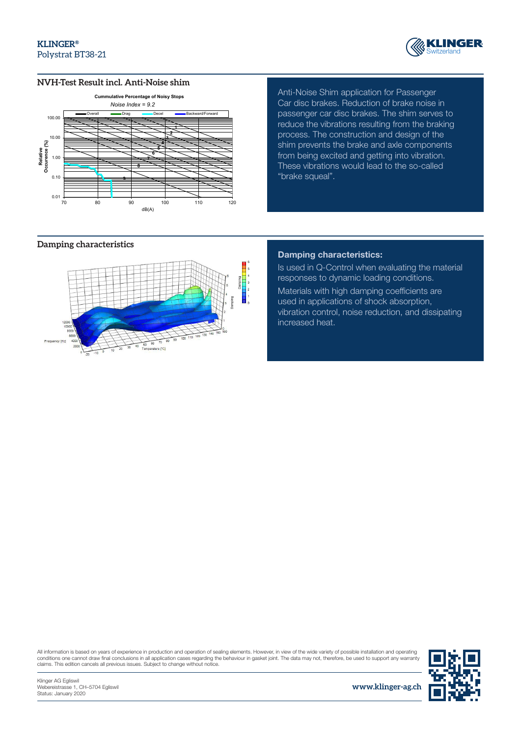## NVH-Test Result incl. Anti-Noise shim

Cummulative Percentage of Noisy Stops

*Noise Index = 9.2*

Overall
Drag
Decel
Backward/Forward

Relative Occurence (%)

100.00
10.00
1.00
0.10
0.01

70
80
90
100
110
120

dB(A)

Anti-Noise Shim application for Passenger Car disc brakes. Reduction of brake noise in passenger car disc brakes. The shim serves to reduce the vibrations resulting from the braking process. The construction and design of the shim prevents the brake and axle components from being excited and getting into vibration. These vibrations would lead to the so-called “brake squeal”.

## Damping characteristics

Frequency [Hz]

Temperature [°C]

Damping

**Damping characteristics:**

Is used in Q-Control when evaluating the material responses to dynamic loading conditions.

Materials with high damping coefficients are used in applications of shock absorption, vibration control, noise reduction, and dissipating increased heat.

All information is based on years of experience in production and operation of sealing elements. However, in view of the wide variety of possible installation and operating conditions one cannot draw final conclusions in all application cases regarding the behaviour in gasket joint. The data may not, therefore, be used to support any warranty claims. This edition cancels all previous issues. Subject to change without notice.

Klinger AG Egliswil
Webereistrasse 1, CH–5704 Egliswil
Status: January 2020

**www.klinger-ag.ch**